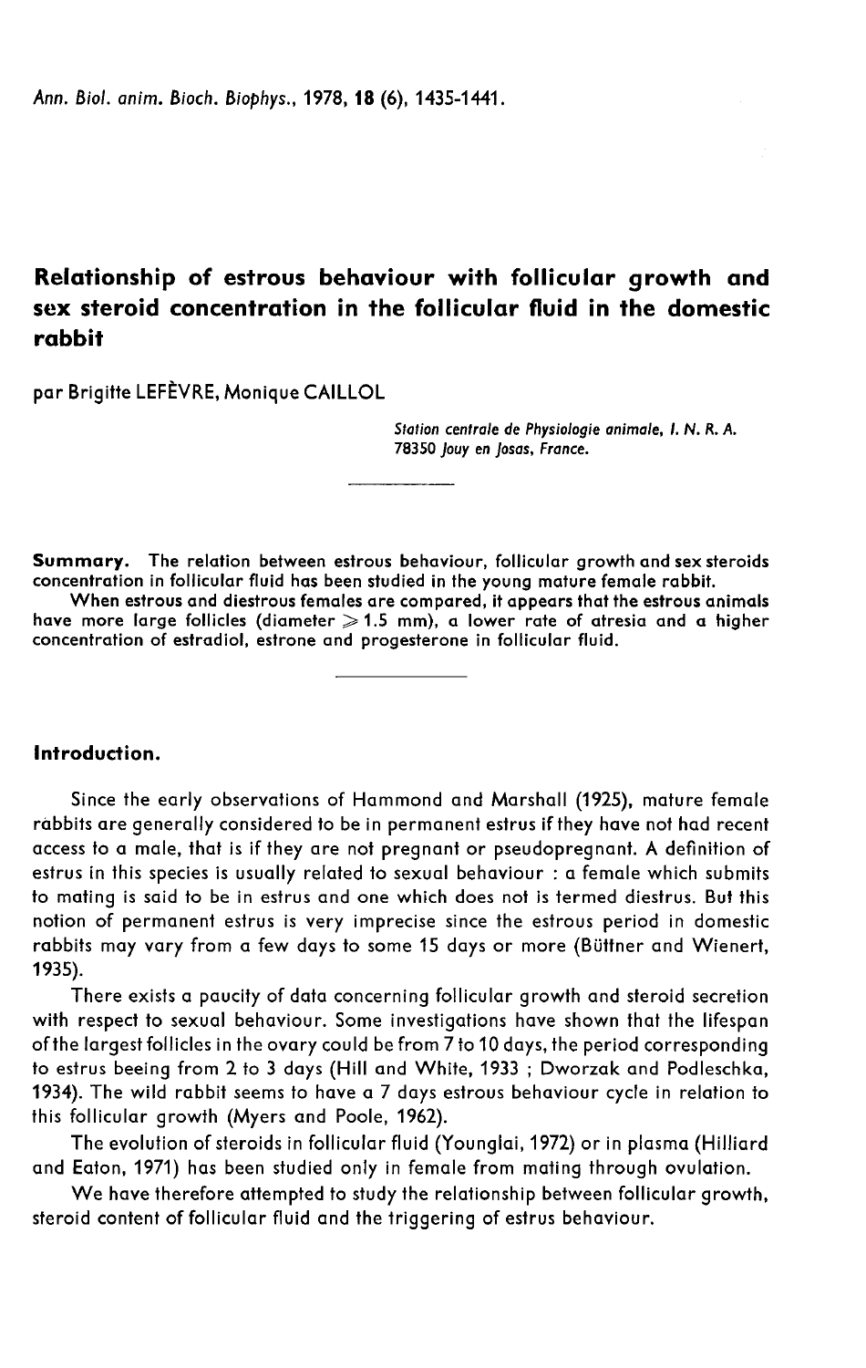# Relationship of estrous behaviour with follicular growth and sex steroid concentration in the follicular fluid in the domestic rabbit

par Brigitte LEFÈVRE, Monique CAILLOL

*Station centrale de Physiologie animale, I. N. R. A. 78350 Jouy en Josas, France.*

---

**Summary.** The relation between estrous behaviour, follicular growth and sex steroids concentration in follicular fluid has been studied in the young mature female rabbit.

When estrous and diestrous females are compared, it appears that the estrous animals have more large follicles (diameter $\geqslant 1.5$ mm), a lower rate of atresia and a higher concentration of estradiol, estrone and progesterone in follicular fluid.

---

## Introduction.

Since the early observations of Hammond and Marshall (1925), mature female rabbits are generally considered to be in permanent estrus if they have not had recent access to a male, that is if they are not pregnant or pseudopregnant. A definition of estrus in this species is usually related to sexual behaviour : a female which submits to mating is said to be in estrus and one which does not is termed diestrus. But this notion of permanent estrus is very imprecise since the estrous period in domestic rabbits may vary from a few days to some 15 days or more (Büttner and Wienert, 1935).

There exists a paucity of data concerning follicular growth and steroid secretion with respect to sexual behaviour. Some investigations have shown that the lifespan of the largest follicles in the ovary could be from 7 to 10 days, the period corresponding to estrus beeing from 2 to 3 days (Hill and White, 1933 ; Dworzak and Podleschka, 1934). The wild rabbit seems to have a 7 days estrous behaviour cycle in relation to this follicular growth (Myers and Poole, 1962).

The evolution of steroids in follicular fluid (Younglai, 1972) or in plasma (Hilliard and Eaton, 1971) has been studied only in female from mating through ovulation.

We have therefore attempted to study the relationship between follicular growth, steroid content of follicular fluid and the triggering of estrus behaviour.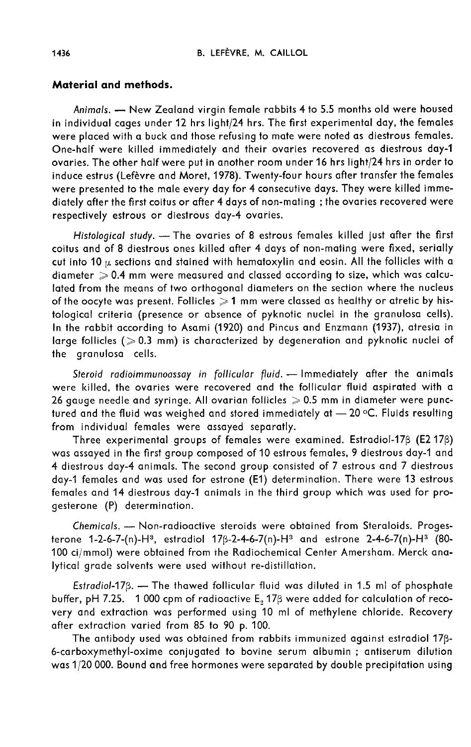## Material and methods.

*Animals.* — New Zealand virgin female rabbits 4 to 5.5 months old were housed in individual cages under 12 hrs light/24 hrs. The first experimental day, the females were placed with a buck and those refusing to mate were noted as diestrous females. One-half were killed immediately and their ovaries recovered as diestrous day-1 ovaries. The other half were put in another room under 16 hrs light/24 hrs in order to induce estrus (Lefèvre and Moret, 1978). Twenty-four hours after transfer the females were presented to the male every day for 4 consecutive days. They were killed immediately after the first coitus or after 4 days of non-mating ; the ovaries recovered were respectively estrous or diestrous day-4 ovaries.

*Histological study.* — The ovaries of 8 estrous females killed just after the first coitus and of 8 diestrous ones killed after 4 days of non-mating were fixed, serially cut into 10 $\mu$ sections and stained with hematoxylin and eosin. All the follicles with a diameter $\geqslant 0.4$ mm were measured and classed according to size, which was calculated from the means of two orthogonal diameters on the section where the nucleus of the oocyte was present. Follicles $\geqslant 1$ mm were classed as healthy or atretic by histological criteria (presence or absence of pyknotic nuclei in the granulosa cells). In the rabbit according to Asami (1920) and Pincus and Enzmann (1937), atresia in large follicles ($\geqslant 0.3$ mm) is characterized by degeneration and pyknotic nuclei of the granulosa cells.

*Steroid radioimmunoassay in follicular fluid.* — Immediately after the animals were killed, the ovaries were recovered and the follicular fluid aspirated with a 26 gauge needle and syringe. All ovarian follicles $\geqslant 0.5$ mm in diameter were punctured and the fluid was weighed and stored immediately at — 20 °C. Fluids resulting from individual females were assayed separatly.

Three experimental groups of females were examined. Estradiol-17$\beta$ (E2 17$\beta$) was assayed in the first group composed of 10 estrous females, 9 diestrous day-1 and 4 diestrous day-4 animals. The second group consisted of 7 estrous and 7 diestrous day-1 females and was used for estrone (E1) determination. There were 13 estrous females and 14 diestrous day-1 animals in the third group which was used for progesterone (P) determination.

*Chemicals.* — Non-radioactive steroids were obtained from Steraloids. Progesterone 1-2-6-7-(n)-$H^3$, estradiol 17$\beta$-2-4-6-7(n)-$H^3$ and estrone 2-4-6-7(n)-$H^3$ (80-100 ci/mmol) were obtained from the Radiochemical Center Amersham. Merck analytical grade solvents were used without re-distillation.

*Estradiol-17$\beta$.* — The thawed follicular fluid was diluted in 1.5 ml of phosphate buffer, pH 7.25. 1 000 cpm of radioactive $E_2$ 17$\beta$ were added for calculation of recovery and extraction was performed using 10 ml of methylene chloride. Recovery after extraction varied from 85 to 90 p. 100.

The antibody used was obtained from rabbits immunized against estradiol 17$\beta$-6-carboxymethyl-oxime conjugated to bovine serum albumin ; antiserum dilution was 1/20 000. Bound and free hormones were separated by double precipitation using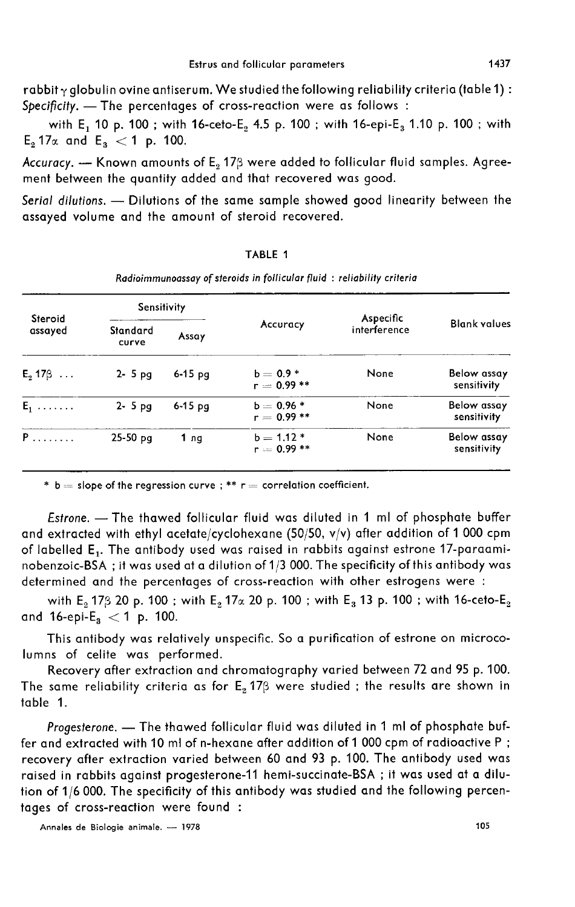rabbit $\gamma$ globulin ovine antiserum. We studied the following reliability criteria (table 1) : *Specificity.* — The percentages of cross-reaction were as follows :

with $E_1$ 10 p. 100 ; with 16-ceto-$E_2$ 4.5 p. 100 ; with 16-epi-$E_3$ 1.10 p. 100 ; with $E_2$ 17$\alpha$ and $E_3$ < 1 p. 100.

*Accuracy.* — Known amounts of $E_2$ 17$\beta$ were added to follicular fluid samples. Agreement between the quantity added and that recovered was good.

*Serial dilutions.* — Dilutions of the same sample showed good linearity between the assayed volume and the amount of steroid recovered.

TABLE 1

*Radioimmunoassay of steroids in follicular fluid : reliability criteria*

| Steroid assayed | Sensitivity | | Accuracy | Aspecific interference | Blank values |
|---|---|---|---|---|---|
| | Standard curve | Assay | | | |
| $E_2$ 17$\beta$ ... | 2- 5 pg | 6-15 pg | $b = 0.9$ * $r = 0.99$ ** | None | Below assay sensitivity |
| $E_1$ ....... | 2- 5 pg | 6-15 pg | $b = 0.96$ * $r = 0.99$ ** | None | Below assay sensitivity |
| P ........ | 25-50 pg | 1 ng | $b = 1.12$ * $r = 0.99$ ** | None | Below assay sensitivity |

* b = slope of the regression curve ; ** r = correlation coefficient.

*Estrone.* — The thawed follicular fluid was diluted in 1 ml of phosphate buffer and extracted with ethyl acetate/cyclohexane (50/50, v/v) after addition of 1 000 cpm of labelled $E_1$. The antibody used was raised in rabbits against estrone 17-paraaminobenzoic-BSA ; it was used at a dilution of 1/3 000. The specificity of this antibody was determined and the percentages of cross-reaction with other estrogens were :

with $E_2$ 17$\beta$ 20 p. 100 ; with $E_2$ 17$\alpha$ 20 p. 100 ; with $E_3$ 13 p. 100 ; with 16-ceto-$E_2$ and 16-epi-$E_3$ < 1 p. 100.

This antibody was relatively unspecific. So a purification of estrone on microcolumns of celite was performed.

Recovery after extraction and chromatography varied between 72 and 95 p. 100. The same reliability criteria as for $E_2$ 17$\beta$ were studied ; the results are shown in table 1.

*Progesterone.* — The thawed follicular fluid was diluted in 1 ml of phosphate buffer and extracted with 10 ml of n-hexane after addition of 1 000 cpm of radioactive P ; recovery after extraction varied between 60 and 93 p. 100. The antibody used was raised in rabbits against progesterone-11 hemi-succinate-BSA ; it was used at a dilution of 1/6 000. The specificity of this antibody was studied and the following percentages of cross-reaction were found :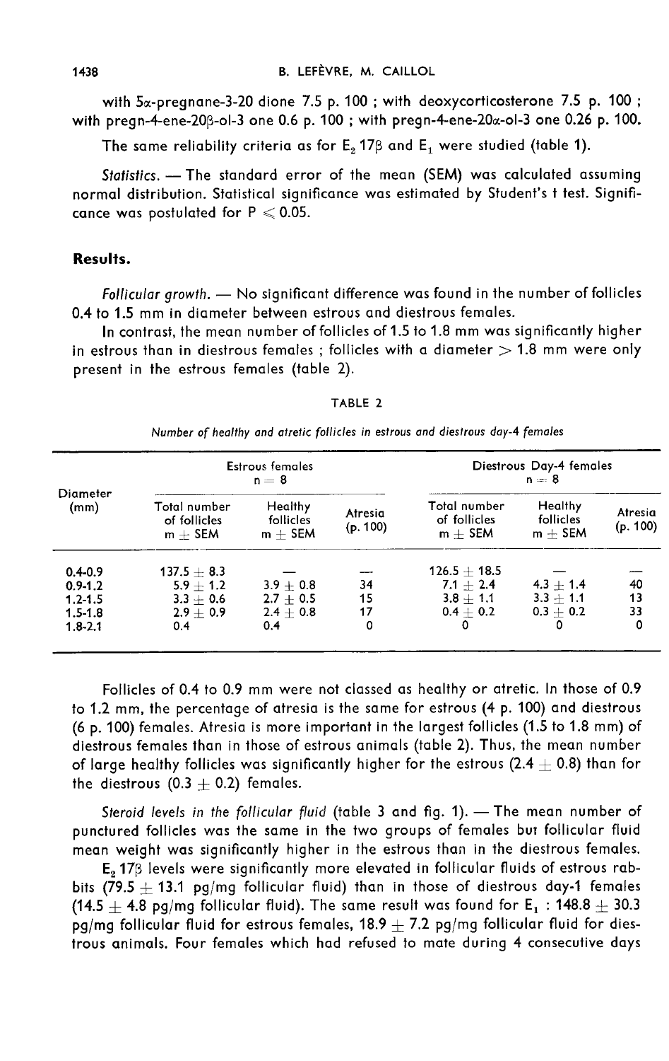with $5\alpha$-pregnane-3-20 dione 7.5 p. 100 ; with deoxycorticosterone 7.5 p. 100 ; with pregn-4-ene-$20\beta$-ol-3 one 0.6 p. 100 ; with pregn-4-ene-$20\alpha$-ol-3 one 0.26 p. 100.

The same reliability criteria as for $E_2$ $17\beta$ and $E_1$ were studied (table 1).

*Statistics.* — The standard error of the mean (SEM) was calculated assuming normal distribution. Statistical significance was estimated by Student's t test. Significance was postulated for $P \leq 0.05$.

## Results.

*Follicular growth.* — No significant difference was found in the number of follicles 0.4 to 1.5 mm in diameter between estrous and diestrous females.

In contrast, the mean number of follicles of 1.5 to 1.8 mm was significantly higher in estrous than in diestrous females ; follicles with a diameter > 1.8 mm were only present in the estrous females (table 2).

TABLE 2

*Number of healthy and atretic follicles in estrous and diestrous day-4 females*

| Diameter (mm) | Estrous females $n = 8$ | | | Diestrous Day-4 females $n = 8$ | | |
|---|---|---|---|---|---|---|
| | Total number of follicles $m \pm SEM$ | Healthy follicles $m \pm SEM$ | Atresia (p. 100) | Total number of follicles $m \pm SEM$ | Healthy follicles $m \pm SEM$ | Atresia (p. 100) |
| 0.4-0.9 | $137.5 \pm 8.3$ | — | — | $126.5 \pm 18.5$ | — | — |
| 0.9-1.2 | $5.9 \pm 1.2$ | $3.9 \pm 0.8$ | 34 | $7.1 \pm 2.4$ | $4.3 \pm 1.4$ | 40 |
| 1.2-1.5 | $3.3 \pm 0.6$ | $2.7 \pm 0.5$ | 15 | $3.8 \pm 1.1$ | $3.3 \pm 1.1$ | 13 |
| 1.5-1.8 | $2.9 \pm 0.9$ | $2.4 \pm 0.8$ | 17 | $0.4 \pm 0.2$ | $0.3 \pm 0.2$ | 33 |
| 1.8-2.1 | 0.4 | 0.4 | 0 | 0 | 0 | 0 |

Follicles of 0.4 to 0.9 mm were not classed as healthy or atretic. In those of 0.9 to 1.2 mm, the percentage of atresia is the same for estrous (4 p. 100) and diestrous (6 p. 100) females. Atresia is more important in the largest follicles (1.5 to 1.8 mm) of diestrous females than in those of estrous animals (table 2). Thus, the mean number of large healthy follicles was significantly higher for the estrous ($2.4 \pm 0.8$) than for the diestrous ($0.3 \pm 0.2$) females.

*Steroid levels in the follicular fluid* (table 3 and fig. 1). — The mean number of punctured follicles was the same in the two groups of females but follicular fluid mean weight was significantly higher in the estrous than in the diestrous females.

$E_2$ $17\beta$ levels were significantly more elevated in follicular fluids of estrous rabbits ($79.5 \pm 13.1$ pg/mg follicular fluid) than in those of diestrous day-1 females ($14.5 \pm 4.8$ pg/mg follicular fluid). The same result was found for $E_1$ : $148.8 \pm 30.3$ pg/mg follicular fluid for estrous females, $18.9 \pm 7.2$ pg/mg follicular fluid for diestrous animals. Four females which had refused to mate during 4 consecutive days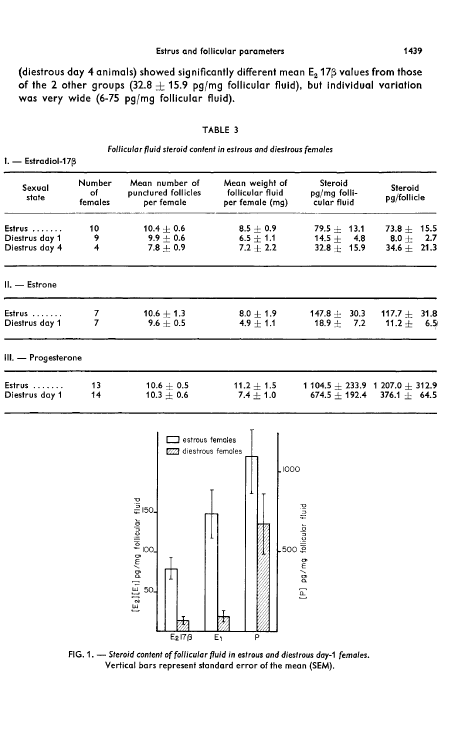(diestrous day 4 animals) showed significantly different mean $E_2 17\beta$ values from those of the 2 other groups ($32.8 \pm 15.9$ pg/mg follicular fluid), but individual variation was very wide (6-75 pg/mg follicular fluid).

TABLE 3

*Follicular fluid steroid content in estrous and diestrous females*

I. — Estradiol-17β

| Sexual state | Number of females | Mean number of punctured follicles per female | Mean weight of follicular fluid per female (mg) | Steroid pg/mg follicular fluid | Steroid pg/follicle |
|---|---|---|---|---|---|
| Estrus ....... | 10 | $10.4 \pm 0.6$ | $8.5 \pm 0.9$ | $79.5 \pm 13.1$ | $73.8 \pm 15.5$ |
| Diestrus day 1 | 9 | $9.9 \pm 0.6$ | $6.5 \pm 1.1$ | $14.5 \pm 4.8$ | $8.0 \pm 2.7$ |
| Diestrus day 4 | 4 | $7.8 \pm 0.9$ | $7.2 \pm 2.2$ | $32.8 \pm 15.9$ | $34.6 \pm 21.3$ |

II. — Estrone

| Sexual state | Number of females | Mean number of punctured follicles per female | Mean weight of follicular fluid per female (mg) | Steroid pg/mg follicular fluid | Steroid pg/follicle |
|---|---|---|---|---|---|
| Estrus ....... | 7 | $10.6 \pm 1.3$ | $8.0 \pm 1.9$ | $147.8 \pm 30.3$ | $117.7 \pm 31.8$ |
| Diestrus day 1 | 7 | $9.6 \pm 0.5$ | $4.9 \pm 1.1$ | $18.9 \pm 7.2$ | $11.2 \pm 6.5$ |

III. — Progesterone

| Sexual state | Number of females | Mean number of punctured follicles per female | Mean weight of follicular fluid per female (mg) | Steroid pg/mg follicular fluid | Steroid pg/follicle |
|---|---|---|---|---|---|
| Estrus ....... | 13 | $10.6 \pm 0.5$ | $11.2 \pm 1.5$ | $1\,104.5 \pm 233.9$ | $1\,207.0 \pm 312.9$ |
| Diestrus day 1 | 14 | $10.3 \pm 0.6$ | $7.4 \pm 1.0$ | $674.5 \pm 192.4$ | $376.1 \pm 64.5$ |

FIG. 1. — *Steroid content of follicular fluid in estrous and diestrous day-1 females.* Vertical bars represent standard error of the mean (SEM).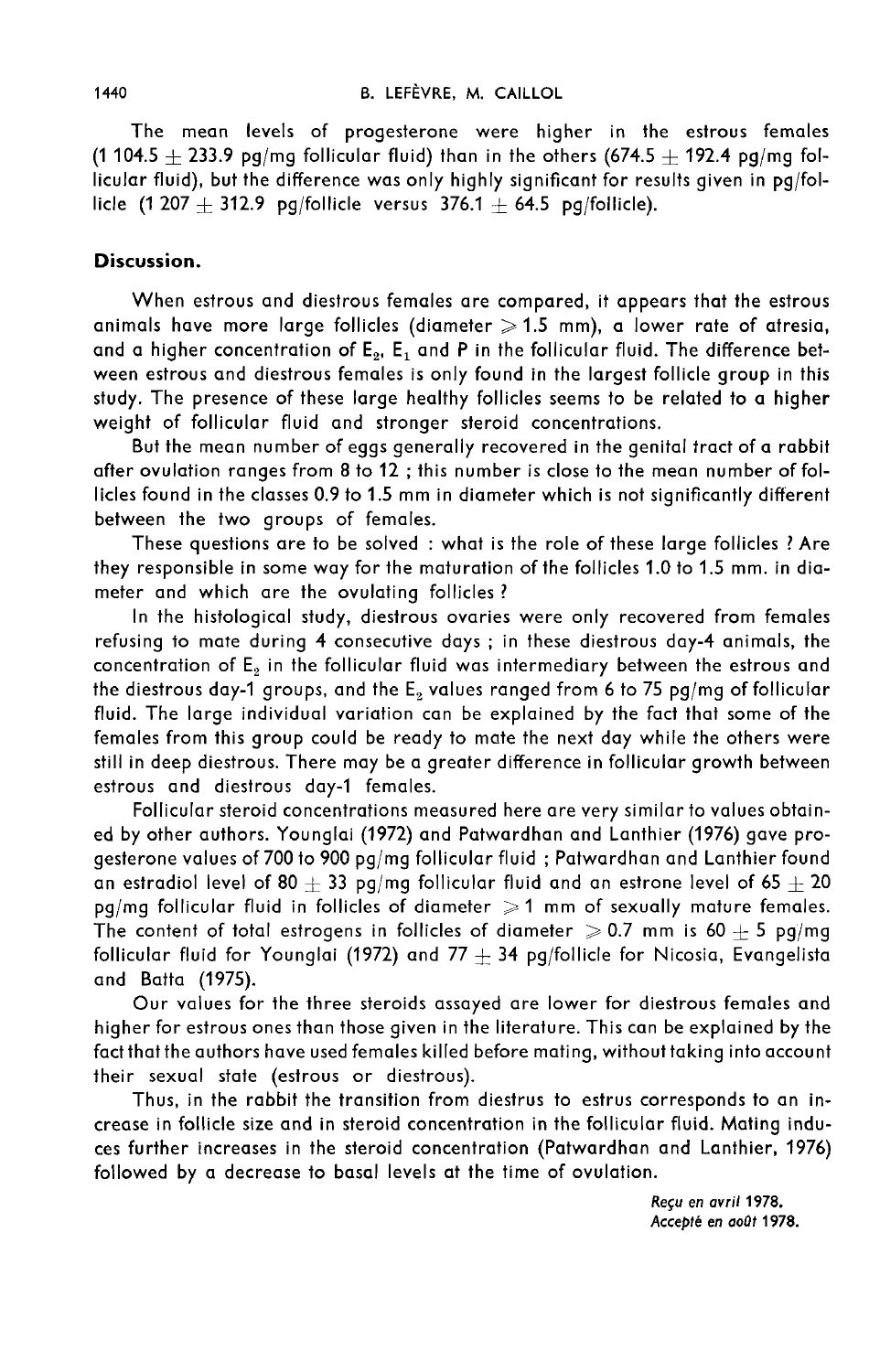The mean levels of progesterone were higher in the estrous females (1 104.5 ± 233.9 pg/mg follicular fluid) than in the others (674.5 ± 192.4 pg/mg follicular fluid), but the difference was only highly significant for results given in pg/follicle (1 207 ± 312.9 pg/follicle versus 376.1 ± 64.5 pg/follicle).

## Discussion.

When estrous and diestrous females are compared, it appears that the estrous animals have more large follicles (diameter ≥ 1.5 mm), a lower rate of atresia, and a higher concentration of $E_2$, $E_1$ and P in the follicular fluid. The difference between estrous and diestrous females is only found in the largest follicle group in this study. The presence of these large healthy follicles seems to be related to a higher weight of follicular fluid and stronger steroid concentrations.

But the mean number of eggs generally recovered in the genital tract of a rabbit after ovulation ranges from 8 to 12 ; this number is close to the mean number of follicles found in the classes 0.9 to 1.5 mm in diameter which is not significantly different between the two groups of females.

These questions are to be solved : what is the role of these large follicles ? Are they responsible in some way for the maturation of the follicles 1.0 to 1.5 mm. in diameter and which are the ovulating follicles ?

In the histological study, diestrous ovaries were only recovered from females refusing to mate during 4 consecutive days ; in these diestrous day-4 animals, the concentration of $E_2$ in the follicular fluid was intermediary between the estrous and the diestrous day-1 groups, and the $E_2$ values ranged from 6 to 75 pg/mg of follicular fluid. The large individual variation can be explained by the fact that some of the females from this group could be ready to mate the next day while the others were still in deep diestrous. There may be a greater difference in follicular growth between estrous and diestrous day-1 females.

Follicular steroid concentrations measured here are very similar to values obtained by other authors. Younglai (1972) and Patwardhan and Lanthier (1976) gave progesterone values of 700 to 900 pg/mg follicular fluid ; Patwardhan and Lanthier found an estradiol level of 80 ± 33 pg/mg follicular fluid and an estrone level of 65 ± 20 pg/mg follicular fluid in follicles of diameter ≥ 1 mm of sexually mature females. The content of total estrogens in follicles of diameter ≥ 0.7 mm is 60 ± 5 pg/mg follicular fluid for Younglai (1972) and 77 ± 34 pg/follicle for Nicosia, Evangelista and Batta (1975).

Our values for the three steroids assayed are lower for diestrous females and higher for estrous ones than those given in the literature. This can be explained by the fact that the authors have used females killed before mating, without taking into account their sexual state (estrous or diestrous).

Thus, in the rabbit the transition from diestrus to estrus corresponds to an increase in follicle size and in steroid concentration in the follicular fluid. Mating induces further increases in the steroid concentration (Patwardhan and Lanthier, 1976) followed by a decrease to basal levels at the time of ovulation.

*Reçu en avril* **1978.**
*Accepté en août* **1978.**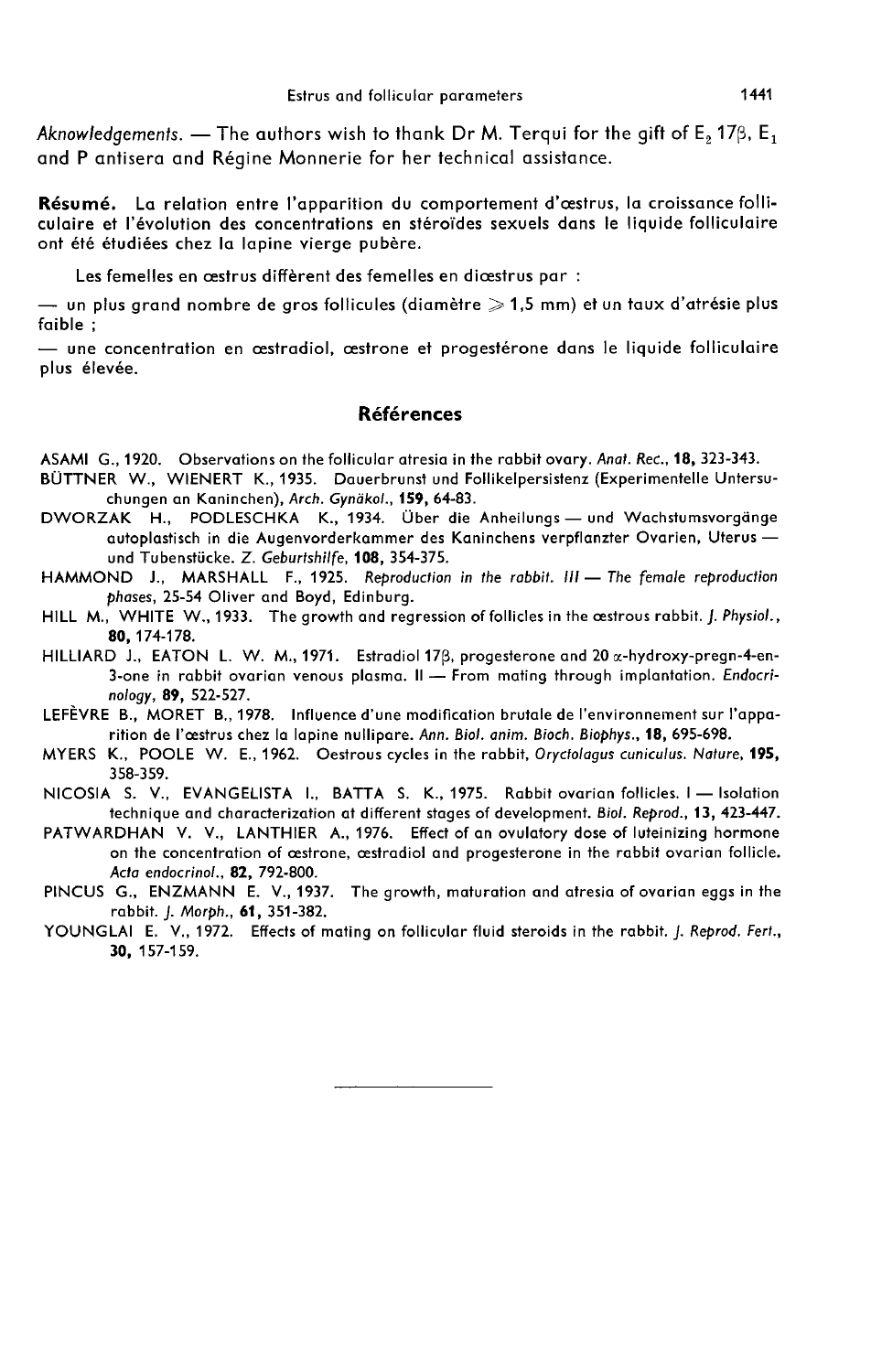*Aknowledgements.* — The authors wish to thank Dr M. Terqui for the gift of $E_2$ 17β, $E_1$ and P antisera and Régine Monnerie for her technical assistance.

**Résumé.** La relation entre l'apparition du comportement d'œstrus, la croissance folliculaire et l'évolution des concentrations en stéroïdes sexuels dans le liquide folliculaire ont été étudiées chez la lapine vierge pubère.

Les femelles en œstrus diffèrent des femelles en diœstrus par :

— un plus grand nombre de gros follicules (diamètre $\geqslant$ 1,5 mm) et un taux d'atrésie plus faible ;

— une concentration en œstradiol, œstrone et progestérone dans le liquide folliculaire plus élevée.

## Références

ASAMI G., 1920. Observations on the follicular atresia in the rabbit ovary. *Anat. Rec.*, **18**, 323-343.

BÜTTNER W., WIENERT K., 1935. Dauerbrunst und Follikelpersistenz (Experimentelle Untersuchungen an Kaninchen), *Arch. Gynäkol.*, **159**, 64-83.

DWORZAK H., PODLESCHKA K., 1934. Über die Anheilungs — und Wachstumsvorgänge autoplastisch in die Augenvorderkammer des Kaninchens verpflanzter Ovarien, Uterus — und Tubenstücke. *Z. Geburtshilfe*, **108**, 354-375.

HAMMOND J., MARSHALL F., 1925. *Reproduction in the rabbit. III — The female reproduction phases*, 25-54 Oliver and Boyd, Edinburg.

HILL M., WHITE W., 1933. The growth and regression of follicles in the œstrous rabbit. *J. Physiol.*, **80**, 174-178.

HILLIARD J., EATON L. W. M., 1971. Estradiol 17β, progesterone and 20 α-hydroxy-pregn-4-en-3-one in rabbit ovarian venous plasma. II — From mating through implantation. *Endocrinology*, **89**, 522-527.

LEFÈVRE B., MORET B., 1978. Influence d'une modification brutale de l'environnement sur l'apparition de l'œstrus chez la lapine nullipare. *Ann. Biol. anim. Bioch. Biophys.*, **18**, 695-698.

MYERS K., POOLE W. E., 1962. Oestrous cycles in the rabbit, *Oryctolagus cuniculus*. *Nature*, **195**, 358-359.

NICOSIA S. V., EVANGELISTA I., BATTA S. K., 1975. Rabbit ovarian follicles. I — Isolation technique and characterization at different stages of development. *Biol. Reprod.*, **13**, 423-447.

PATWARDHAN V. V., LANTHIER A., 1976. Effect of an ovulatory dose of luteinizing hormone on the concentration of œstrone, œstradiol and progesterone in the rabbit ovarian follicle. *Acta endocrinol.*, **82**, 792-800.

PINCUS G., ENZMANN E. V., 1937. The growth, maturation and atresia of ovarian eggs in the rabbit. *J. Morph.*, **61**, 351-382.

YOUNGLAI E. V., 1972. Effects of mating on follicular fluid steroids in the rabbit. *J. Reprod. Fert.*, **30**, 157-159.